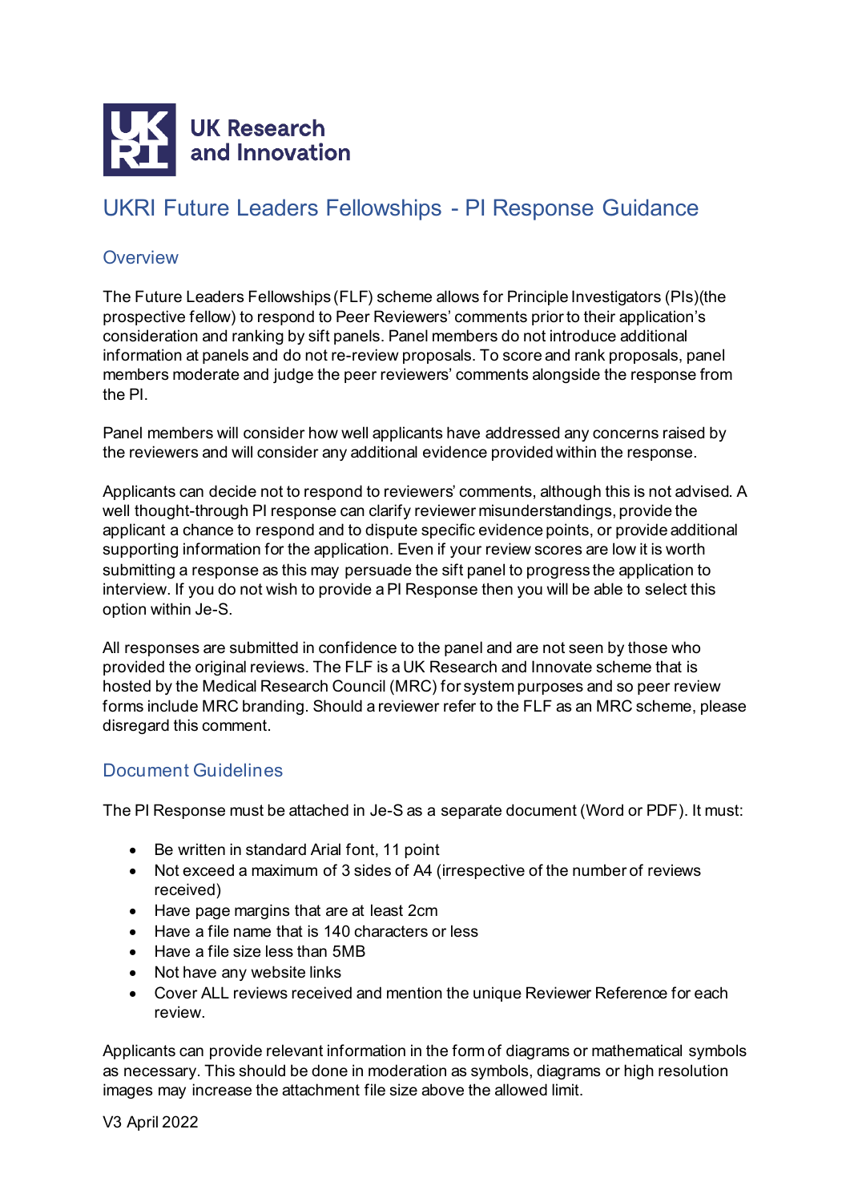UK Research and Innovation

# UKRI Future Leaders Fellowships - PI Response Guidance

## Overview

The Future Leaders Fellowships (FLF) scheme allows for Principle Investigators (PIs)(the prospective fellow) to respond to Peer Reviewers' comments prior to their application's consideration and ranking by sift panels. Panel members do not introduce additional information at panels and do not re-review proposals. To score and rank proposals, panel members moderate and judge the peer reviewers' comments alongside the response from the PI.

Panel members will consider how well applicants have addressed any concerns raised by the reviewers and will consider any additional evidence provided within the response.

Applicants can decide not to respond to reviewers' comments, although this is not advised. A well thought-through PI response can clarify reviewer misunderstandings, provide the applicant a chance to respond and to dispute specific evidence points, or provide additional supporting information for the application. Even if your review scores are low it is worth submitting a response as this may persuade the sift panel to progress the application to interview. If you do not wish to provide a PI Response then you will be able to select this option within Je-S.

All responses are submitted in confidence to the panel and are not seen by those who provided the original reviews. The FLF is a UK Research and Innovate scheme that is hosted by the Medical Research Council (MRC) for system purposes and so peer review forms include MRC branding. Should a reviewer refer to the FLF as an MRC scheme, please disregard this comment.

## Document Guidelines

The PI Response must be attached in Je-S as a separate document (Word or PDF). It must:

- Be written in standard Arial font, 11 point
- Not exceed a maximum of 3 sides of A4 (irrespective of the number of reviews received)
- Have page margins that are at least 2cm
- Have a file name that is 140 characters or less
- Have a file size less than 5MB
- Not have any website links
- Cover ALL reviews received and mention the unique Reviewer Reference for each review.

Applicants can provide relevant information in the form of diagrams or mathematical symbols as necessary. This should be done in moderation as symbols, diagrams or high resolution images may increase the attachment file size above the allowed limit.

V3 April 2022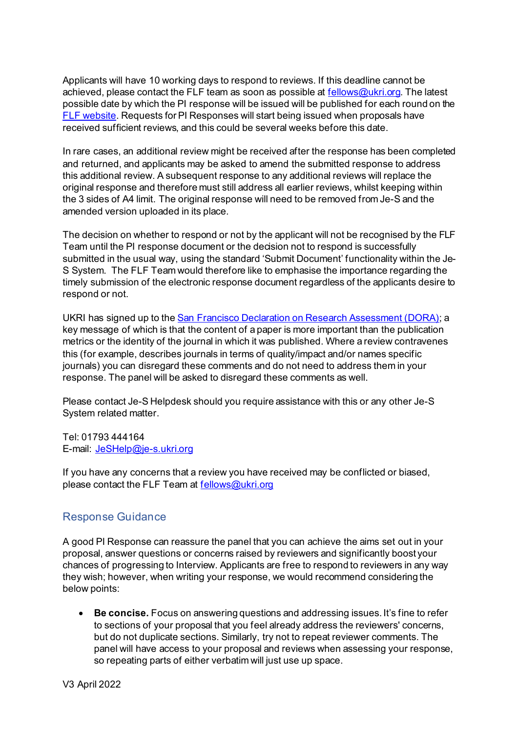Applicants will have 10 working days to respond to reviews. If this deadline cannot be achieved, please contact the FLF team as soon as possible at [fellows@ukri.org](mailto:fellows@ukri.org). The latest possible date by which the PI response will be issued will be published for each round on the [FLF website](). Requests for PI Responses will start being issued when proposals have received sufficient reviews, and this could be several weeks before this date.

In rare cases, an additional review might be received after the response has been completed and returned, and applicants may be asked to amend the submitted response to address this additional review. A subsequent response to any additional reviews will replace the original response and therefore must still address all earlier reviews, whilst keeping within the 3 sides of A4 limit. The original response will need to be removed from Je-S and the amended version uploaded in its place.

The decision on whether to respond or not by the applicant will not be recognised by the FLF Team until the PI response document or the decision not to respond is successfully submitted in the usual way, using the standard 'Submit Document' functionality within the Je-S System. The FLF Team would therefore like to emphasise the importance regarding the timely submission of the electronic response document regardless of the applicants desire to respond or not.

UKRI has signed up to the [San Francisco Declaration on Research Assessment (DORA)](); a key message of which is that the content of a paper is more important than the publication metrics or the identity of the journal in which it was published. Where a review contravenes this (for example, describes journals in terms of quality/impact and/or names specific journals) you can disregard these comments and do not need to address them in your response. The panel will be asked to disregard these comments as well.

Please contact Je-S Helpdesk should you require assistance with this or any other Je-S System related matter.

Tel: 01793 444164
E-mail: [JeSHelp@je-s.ukri.org](mailto:JeSHelp@je-s.ukri.org)

If you have any concerns that a review you have received may be conflicted or biased, please contact the FLF Team at [fellows@ukri.org](mailto:fellows@ukri.org)

## Response Guidance

A good PI Response can reassure the panel that you can achieve the aims set out in your proposal, answer questions or concerns raised by reviewers and significantly boost your chances of progressing to Interview. Applicants are free to respond to reviewers in any way they wish; however, when writing your response, we would recommend considering the below points:

- **Be concise.** Focus on answering questions and addressing issues. It's fine to refer to sections of your proposal that you feel already address the reviewers' concerns, but do not duplicate sections. Similarly, try not to repeat reviewer comments. The panel will have access to your proposal and reviews when assessing your response, so repeating parts of either verbatim will just use up space.

V3 April 2022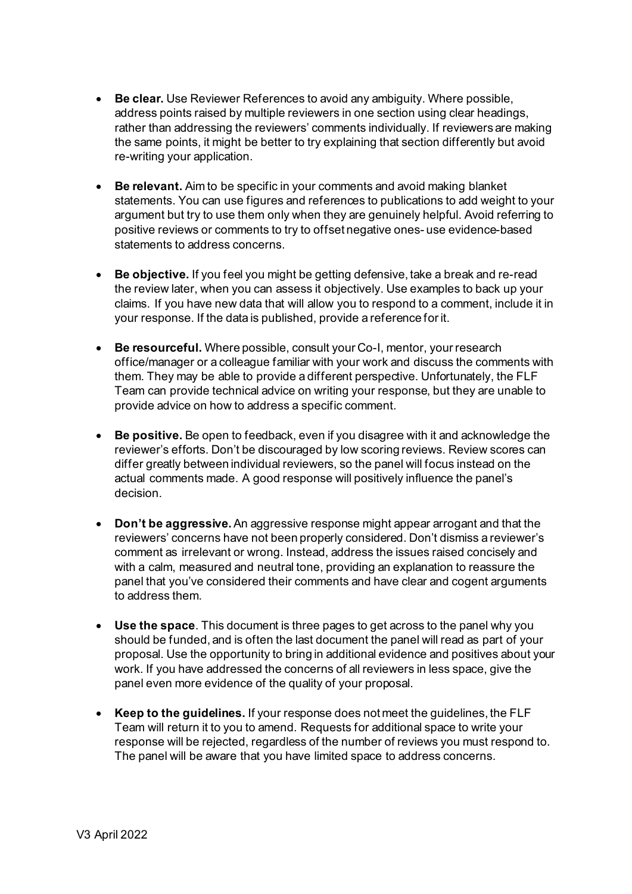- **Be clear.** Use Reviewer References to avoid any ambiguity. Where possible, address points raised by multiple reviewers in one section using clear headings, rather than addressing the reviewers' comments individually. If reviewers are making the same points, it might be better to try explaining that section differently but avoid re-writing your application.

- **Be relevant.** Aim to be specific in your comments and avoid making blanket statements. You can use figures and references to publications to add weight to your argument but try to use them only when they are genuinely helpful. Avoid referring to positive reviews or comments to try to offset negative ones- use evidence-based statements to address concerns.

- **Be objective.** If you feel you might be getting defensive, take a break and re-read the review later, when you can assess it objectively. Use examples to back up your claims. If you have new data that will allow you to respond to a comment, include it in your response. If the data is published, provide a reference for it.

- **Be resourceful.** Where possible, consult your Co-I, mentor, your research office/manager or a colleague familiar with your work and discuss the comments with them. They may be able to provide a different perspective. Unfortunately, the FLF Team can provide technical advice on writing your response, but they are unable to provide advice on how to address a specific comment.

- **Be positive.** Be open to feedback, even if you disagree with it and acknowledge the reviewer's efforts. Don't be discouraged by low scoring reviews. Review scores can differ greatly between individual reviewers, so the panel will focus instead on the actual comments made. A good response will positively influence the panel's decision.

- **Don't be aggressive.** An aggressive response might appear arrogant and that the reviewers' concerns have not been properly considered. Don't dismiss a reviewer's comment as irrelevant or wrong. Instead, address the issues raised concisely and with a calm, measured and neutral tone, providing an explanation to reassure the panel that you've considered their comments and have clear and cogent arguments to address them.

- **Use the space**. This document is three pages to get across to the panel why you should be funded, and is often the last document the panel will read as part of your proposal. Use the opportunity to bring in additional evidence and positives about your work. If you have addressed the concerns of all reviewers in less space, give the panel even more evidence of the quality of your proposal.

- **Keep to the guidelines.** If your response does not meet the guidelines, the FLF Team will return it to you to amend. Requests for additional space to write your response will be rejected, regardless of the number of reviews you must respond to. The panel will be aware that you have limited space to address concerns.

V3 April 2022